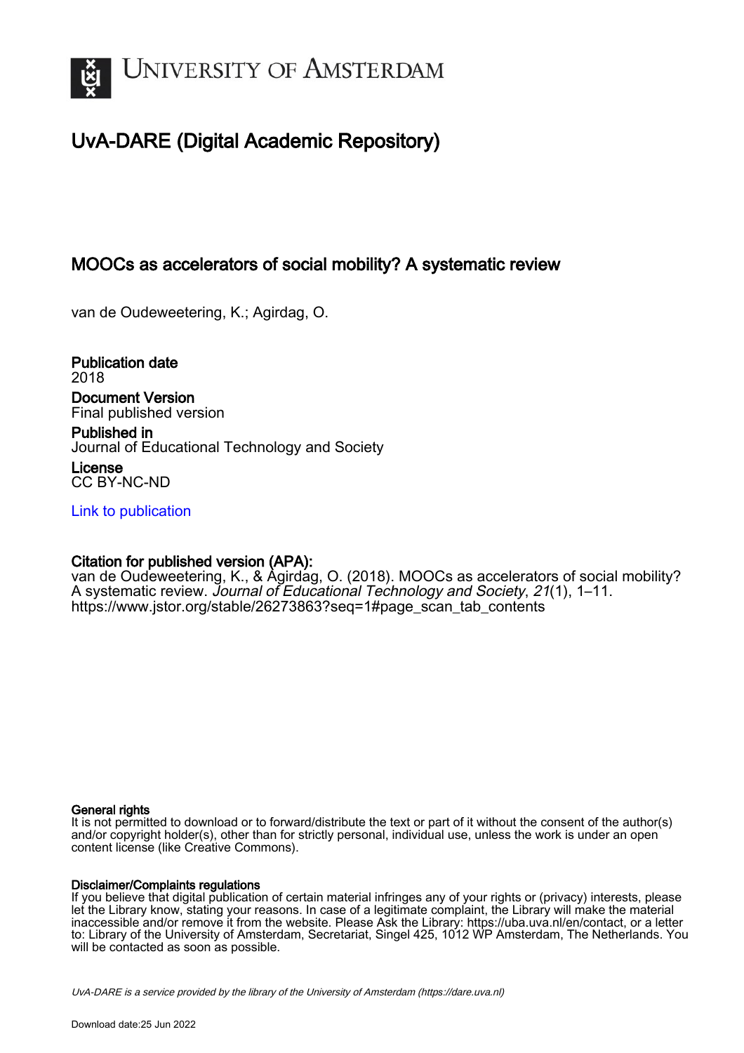# UvA-DARE (Digital Academic Repository)

## MOOCs as accelerators of social mobility? A systematic review

van de Oudeweetering, K.; Agirdag, O.

**Publication date**
2018

**Document Version**
Final published version

**Published in**
Journal of Educational Technology and Society

**License**
CC BY-NC-ND

[Link to publication](https://dare.uva.nl)

**Citation for published version (APA):**
van de Oudeweetering, K., & Agirdag, O. (2018). MOOCs as accelerators of social mobility? A systematic review. *Journal of Educational Technology and Society*, *21*(1), 1–11. https://www.jstor.org/stable/26273863?seq=1#page_scan_tab_contents

**General rights**
It is not permitted to download or to forward/distribute the text or part of it without the consent of the author(s) and/or copyright holder(s), other than for strictly personal, individual use, unless the work is under an open content license (like Creative Commons).

**Disclaimer/Complaints regulations**
If you believe that digital publication of certain material infringes any of your rights or (privacy) interests, please let the Library know, stating your reasons. In case of a legitimate complaint, the Library will make the material inaccessible and/or remove it from the website. Please Ask the Library: https://uba.uva.nl/en/contact, or a letter to: Library of the University of Amsterdam, Secretariat, Singel 425, 1012 WP Amsterdam, The Netherlands. You will be contacted as soon as possible.

*UvA-DARE is a service provided by the library of the University of Amsterdam (https://dare.uva.nl)*

Download date:25 Jun 2022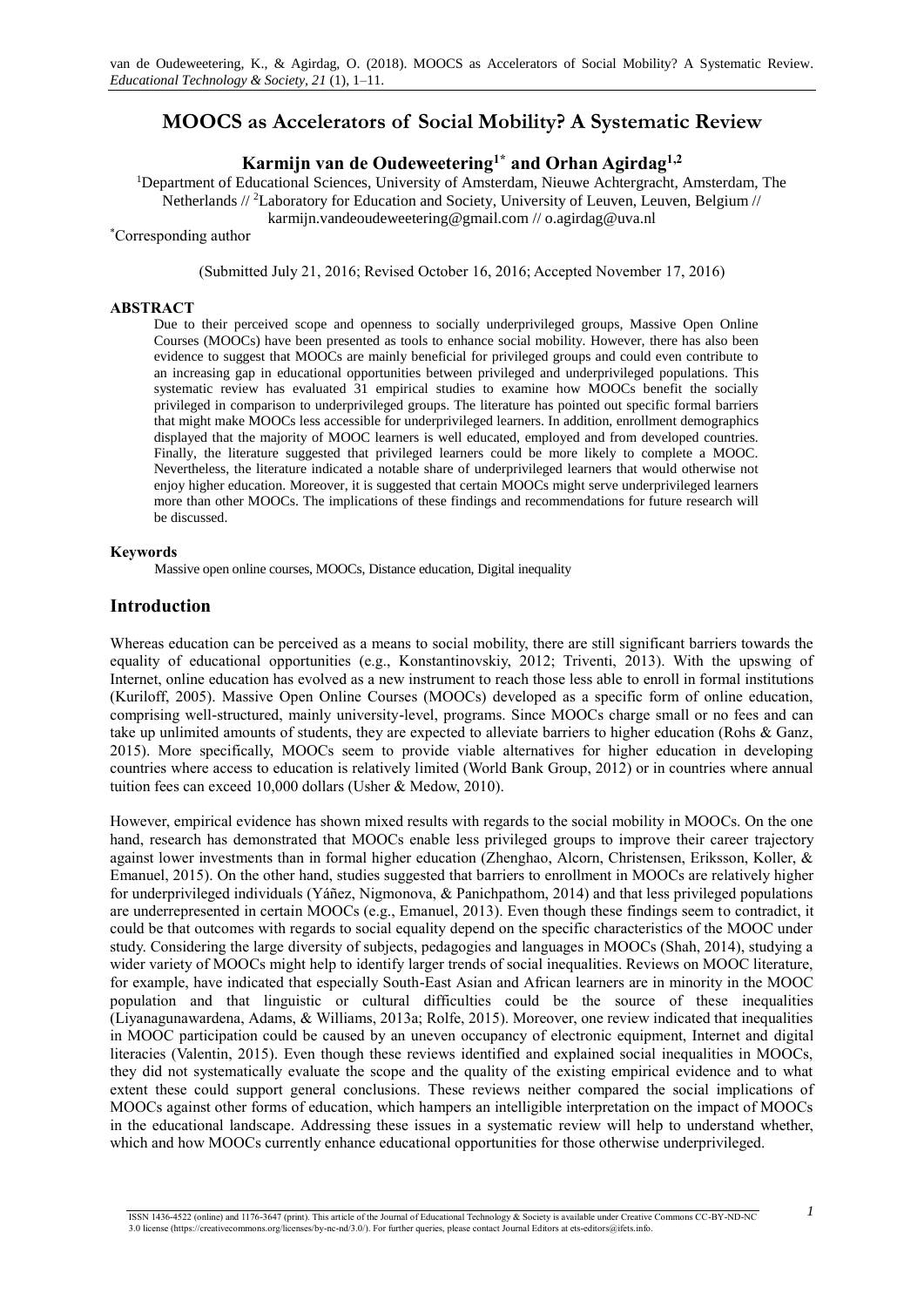# MOOCS as Accelerators of Social Mobility? A Systematic Review

## Karmijn van de Oudeweetering[1*] and Orhan Agirdag[1,2]

[1]Department of Educational Sciences, University of Amsterdam, Nieuwe Achtergracht, Amsterdam, The Netherlands // [2]Laboratory for Education and Society, University of Leuven, Leuven, Belgium // karmijn.vandeoudeweetering@gmail.com // o.agirdag@uva.nl

[*]Corresponding author

(Submitted July 21, 2016; Revised October 16, 2016; Accepted November 17, 2016)

**ABSTRACT**

Due to their perceived scope and openness to socially underprivileged groups, Massive Open Online Courses (MOOCs) have been presented as tools to enhance social mobility. However, there has also been evidence to suggest that MOOCs are mainly beneficial for privileged groups and could even contribute to an increasing gap in educational opportunities between privileged and underprivileged populations. This systematic review has evaluated 31 empirical studies to examine how MOOCs benefit the socially privileged in comparison to underprivileged groups. The literature has pointed out specific formal barriers that might make MOOCs less accessible for underprivileged learners. In addition, enrollment demographics displayed that the majority of MOOC learners is well educated, employed and from developed countries. Finally, the literature suggested that privileged learners could be more likely to complete a MOOC. Nevertheless, the literature indicated a notable share of underprivileged learners that would otherwise not enjoy higher education. Moreover, it is suggested that certain MOOCs might serve underprivileged learners more than other MOOCs. The implications of these findings and recommendations for future research will be discussed.

**Keywords**

Massive open online courses, MOOCs, Distance education, Digital inequality

## Introduction

Whereas education can be perceived as a means to social mobility, there are still significant barriers towards the equality of educational opportunities (e.g., Konstantinovskiy, 2012; Triventi, 2013). With the upswing of Internet, online education has evolved as a new instrument to reach those less able to enroll in formal institutions (Kuriloff, 2005). Massive Open Online Courses (MOOCs) developed as a specific form of online education, comprising well-structured, mainly university-level, programs. Since MOOCs charge small or no fees and can take up unlimited amounts of students, they are expected to alleviate barriers to higher education (Rohs & Ganz, 2015). More specifically, MOOCs seem to provide viable alternatives for higher education in developing countries where access to education is relatively limited (World Bank Group, 2012) or in countries where annual tuition fees can exceed 10,000 dollars (Usher & Medow, 2010).

However, empirical evidence has shown mixed results with regards to the social mobility in MOOCs. On the one hand, research has demonstrated that MOOCs enable less privileged groups to improve their career trajectory against lower investments than in formal higher education (Zhenghao, Alcorn, Christensen, Eriksson, Koller, & Emanuel, 2015). On the other hand, studies suggested that barriers to enrollment in MOOCs are relatively higher for underprivileged individuals (Yáñez, Nigmonova, & Panichpathom, 2014) and that less privileged populations are underrepresented in certain MOOCs (e.g., Emanuel, 2013). Even though these findings seem to contradict, it could be that outcomes with regards to social equality depend on the specific characteristics of the MOOC under study. Considering the large diversity of subjects, pedagogies and languages in MOOCs (Shah, 2014), studying a wider variety of MOOCs might help to identify larger trends of social inequalities. Reviews on MOOC literature, for example, have indicated that especially South-East Asian and African learners are in minority in the MOOC population and that linguistic or cultural difficulties could be the source of these inequalities (Liyanagunawardena, Adams, & Williams, 2013a; Rolfe, 2015). Moreover, one review indicated that inequalities in MOOC participation could be caused by an uneven occupancy of electronic equipment, Internet and digital literacies (Valentin, 2015). Even though these reviews identified and explained social inequalities in MOOCs, they did not systematically evaluate the scope and the quality of the existing empirical evidence and to what extent these could support general conclusions. These reviews neither compared the social implications of MOOCs against other forms of education, which hampers an intelligible interpretation on the impact of MOOCs in the educational landscape. Addressing these issues in a systematic review will help to understand whether, which and how MOOCs currently enhance educational opportunities for those otherwise underprivileged.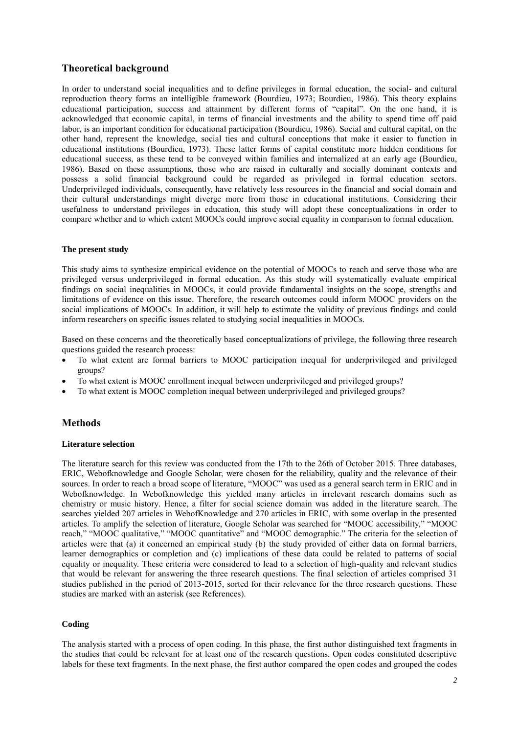## Theoretical background

In order to understand social inequalities and to define privileges in formal education, the social- and cultural reproduction theory forms an intelligible framework (Bourdieu, 1973; Bourdieu, 1986). This theory explains educational participation, success and attainment by different forms of "capital". On the one hand, it is acknowledged that economic capital, in terms of financial investments and the ability to spend time off paid labor, is an important condition for educational participation (Bourdieu, 1986). Social and cultural capital, on the other hand, represent the knowledge, social ties and cultural conceptions that make it easier to function in educational institutions (Bourdieu, 1973). These latter forms of capital constitute more hidden conditions for educational success, as these tend to be conveyed within families and internalized at an early age (Bourdieu, 1986). Based on these assumptions, those who are raised in culturally and socially dominant contexts and possess a solid financial background could be regarded as privileged in formal education sectors. Underprivileged individuals, consequently, have relatively less resources in the financial and social domain and their cultural understandings might diverge more from those in educational institutions. Considering their usefulness to understand privileges in education, this study will adopt these conceptualizations in order to compare whether and to which extent MOOCs could improve social equality in comparison to formal education.

### The present study

This study aims to synthesize empirical evidence on the potential of MOOCs to reach and serve those who are privileged versus underprivileged in formal education. As this study will systematically evaluate empirical findings on social inequalities in MOOCs, it could provide fundamental insights on the scope, strengths and limitations of evidence on this issue. Therefore, the research outcomes could inform MOOC providers on the social implications of MOOCs. In addition, it will help to estimate the validity of previous findings and could inform researchers on specific issues related to studying social inequalities in MOOCs.

Based on these concerns and the theoretically based conceptualizations of privilege, the following three research questions guided the research process:

- To what extent are formal barriers to MOOC participation inequal for underprivileged and privileged groups?
- To what extent is MOOC enrollment inequal between underprivileged and privileged groups?
- To what extent is MOOC completion inequal between underprivileged and privileged groups?

## Methods

### Literature selection

The literature search for this review was conducted from the 17th to the 26th of October 2015. Three databases, ERIC, Webofknowledge and Google Scholar, were chosen for the reliability, quality and the relevance of their sources. In order to reach a broad scope of literature, "MOOC" was used as a general search term in ERIC and in Webofknowledge. In Webofknowledge this yielded many articles in irrelevant research domains such as chemistry or music history. Hence, a filter for social science domain was added in the literature search. The searches yielded 207 articles in WebofKnowledge and 270 articles in ERIC, with some overlap in the presented articles. To amplify the selection of literature, Google Scholar was searched for "MOOC accessibility," "MOOC reach," "MOOC qualitative," "MOOC quantitative" and "MOOC demographic." The criteria for the selection of articles were that (a) it concerned an empirical study (b) the study provided of either data on formal barriers, learner demographics or completion and (c) implications of these data could be related to patterns of social equality or inequality. These criteria were considered to lead to a selection of high-quality and relevant studies that would be relevant for answering the three research questions. The final selection of articles comprised 31 studies published in the period of 2013-2015, sorted for their relevance for the three research questions. These studies are marked with an asterisk (see References).

### Coding

The analysis started with a process of open coding. In this phase, the first author distinguished text fragments in the studies that could be relevant for at least one of the research questions. Open codes constituted descriptive labels for these text fragments. In the next phase, the first author compared the open codes and grouped the codes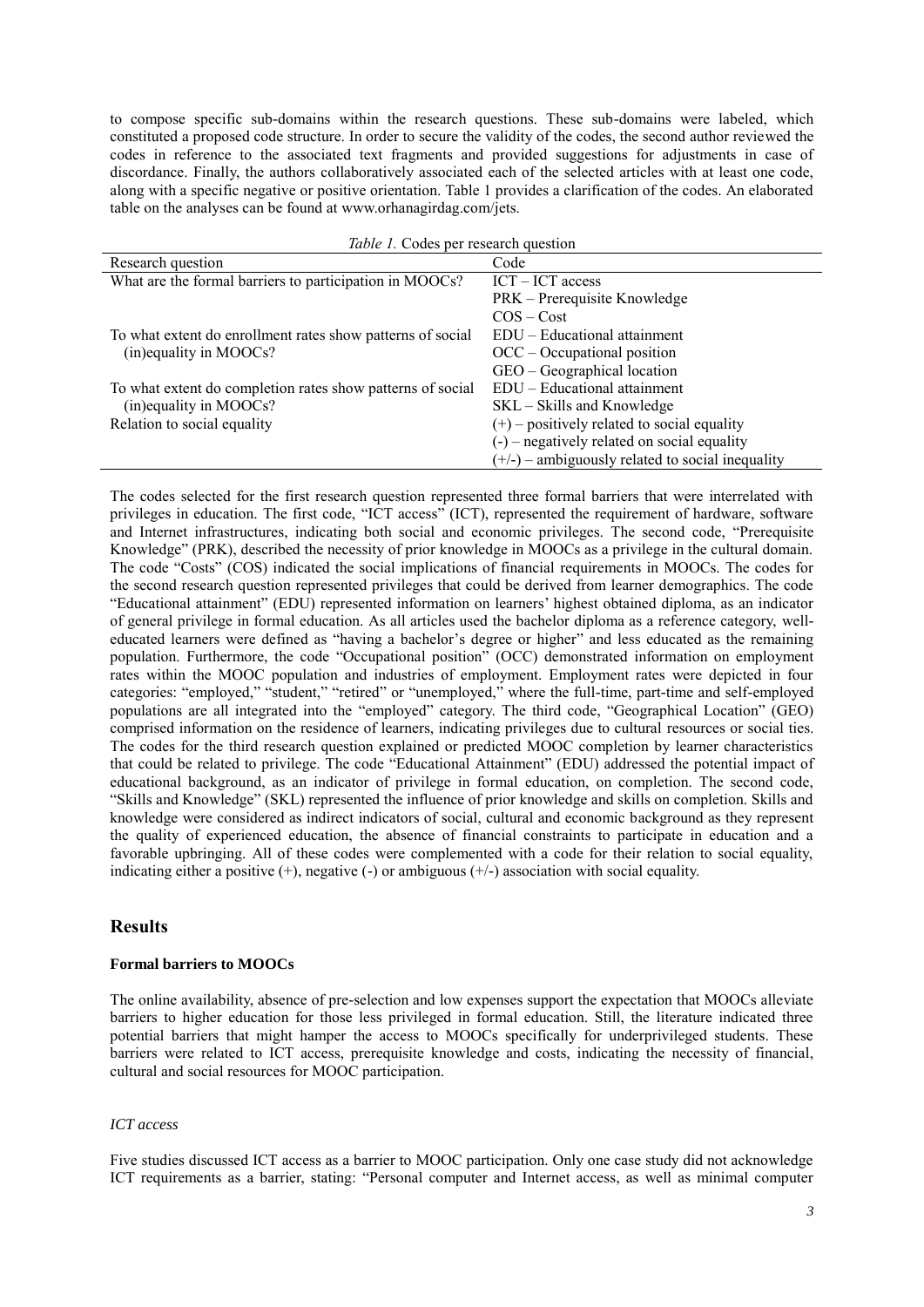to compose specific sub-domains within the research questions. These sub-domains were labeled, which constituted a proposed code structure. In order to secure the validity of the codes, the second author reviewed the codes in reference to the associated text fragments and provided suggestions for adjustments in case of discordance. Finally, the authors collaboratively associated each of the selected articles with at least one code, along with a specific negative or positive orientation. Table 1 provides a clarification of the codes. An elaborated table on the analyses can be found at www.orhanagirdag.com/jets.

*Table 1.* Codes per research question

| Research question | Code |
|---|---|
| What are the formal barriers to participation in MOOCs? | ICT – ICT access |
| | PRK – Prerequisite Knowledge |
| | COS – Cost |
| To what extent do enrollment rates show patterns of social (in)equality in MOOCs? | EDU – Educational attainment |
| | OCC – Occupational position |
| | GEO – Geographical location |
| To what extent do completion rates show patterns of social (in)equality in MOOCs? | EDU – Educational attainment |
| | SKL – Skills and Knowledge |
| Relation to social equality | (+) – positively related to social equality |
| | (-) – negatively related on social equality |
| | (+/-) – ambiguously related to social inequality |

The codes selected for the first research question represented three formal barriers that were interrelated with privileges in education. The first code, "ICT access" (ICT), represented the requirement of hardware, software and Internet infrastructures, indicating both social and economic privileges. The second code, "Prerequisite Knowledge" (PRK), described the necessity of prior knowledge in MOOCs as a privilege in the cultural domain. The code "Costs" (COS) indicated the social implications of financial requirements in MOOCs. The codes for the second research question represented privileges that could be derived from learner demographics. The code "Educational attainment" (EDU) represented information on learners' highest obtained diploma, as an indicator of general privilege in formal education. As all articles used the bachelor diploma as a reference category, well-educated learners were defined as "having a bachelor's degree or higher" and less educated as the remaining population. Furthermore, the code "Occupational position" (OCC) demonstrated information on employment rates within the MOOC population and industries of employment. Employment rates were depicted in four categories: "employed," "student," "retired" or "unemployed," where the full-time, part-time and self-employed populations are all integrated into the "employed" category. The third code, "Geographical Location" (GEO) comprised information on the residence of learners, indicating privileges due to cultural resources or social ties. The codes for the third research question explained or predicted MOOC completion by learner characteristics that could be related to privilege. The code "Educational Attainment" (EDU) addressed the potential impact of educational background, as an indicator of privilege in formal education, on completion. The second code, "Skills and Knowledge" (SKL) represented the influence of prior knowledge and skills on completion. Skills and knowledge were considered as indirect indicators of social, cultural and economic background as they represent the quality of experienced education, the absence of financial constraints to participate in education and a favorable upbringing. All of these codes were complemented with a code for their relation to social equality, indicating either a positive (+), negative (-) or ambiguous (+/-) association with social equality.

## Results

### Formal barriers to MOOCs

The online availability, absence of pre-selection and low expenses support the expectation that MOOCs alleviate barriers to higher education for those less privileged in formal education. Still, the literature indicated three potential barriers that might hamper the access to MOOCs specifically for underprivileged students. These barriers were related to ICT access, prerequisite knowledge and costs, indicating the necessity of financial, cultural and social resources for MOOC participation.

#### *ICT access*

Five studies discussed ICT access as a barrier to MOOC participation. Only one case study did not acknowledge ICT requirements as a barrier, stating: "Personal computer and Internet access, as well as minimal computer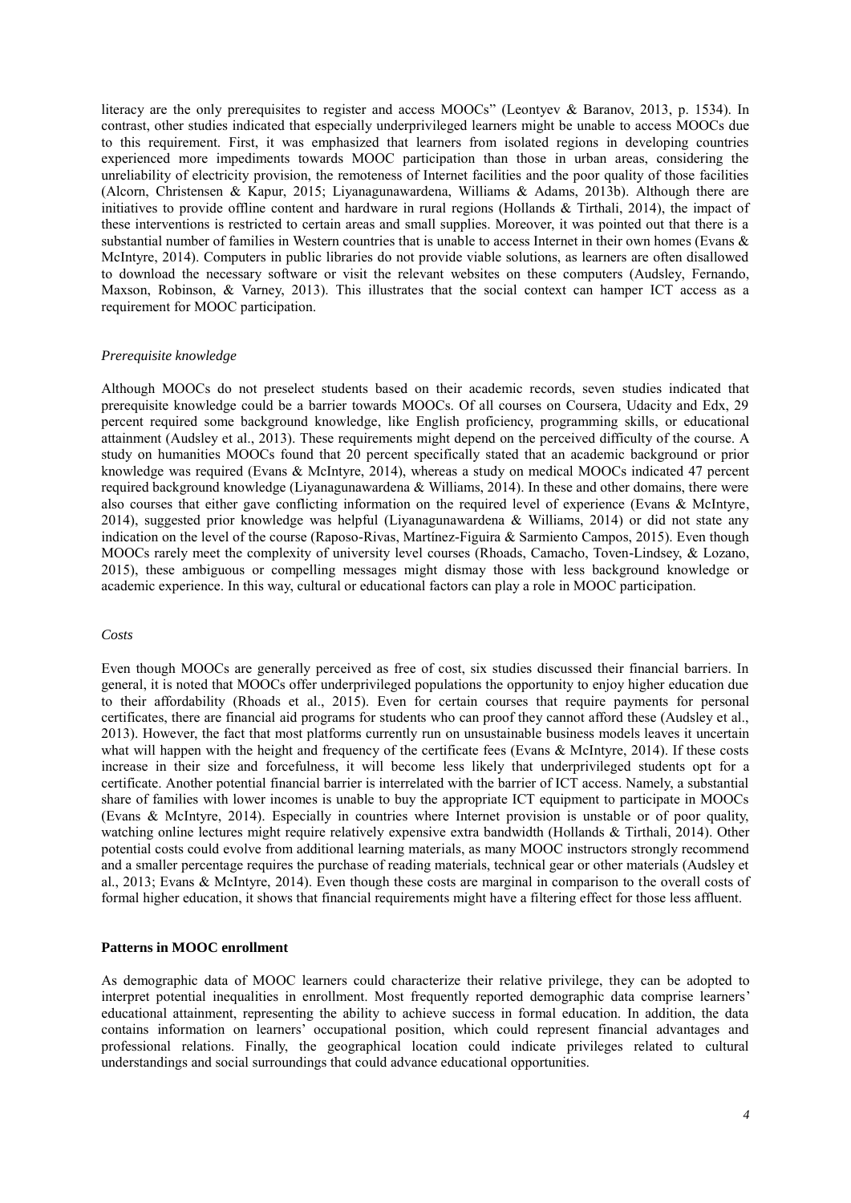literacy are the only prerequisites to register and access MOOCs" (Leontyev & Baranov, 2013, p. 1534). In contrast, other studies indicated that especially underprivileged learners might be unable to access MOOCs due to this requirement. First, it was emphasized that learners from isolated regions in developing countries experienced more impediments towards MOOC participation than those in urban areas, considering the unreliability of electricity provision, the remoteness of Internet facilities and the poor quality of those facilities (Alcorn, Christensen & Kapur, 2015; Liyanagunawardena, Williams & Adams, 2013b). Although there are initiatives to provide offline content and hardware in rural regions (Hollands & Tirthali, 2014), the impact of these interventions is restricted to certain areas and small supplies. Moreover, it was pointed out that there is a substantial number of families in Western countries that is unable to access Internet in their own homes (Evans & McIntyre, 2014). Computers in public libraries do not provide viable solutions, as learners are often disallowed to download the necessary software or visit the relevant websites on these computers (Audsley, Fernando, Maxson, Robinson, & Varney, 2013). This illustrates that the social context can hamper ICT access as a requirement for MOOC participation.

*Prerequisite knowledge*

Although MOOCs do not preselect students based on their academic records, seven studies indicated that prerequisite knowledge could be a barrier towards MOOCs. Of all courses on Coursera, Udacity and Edx, 29 percent required some background knowledge, like English proficiency, programming skills, or educational attainment (Audsley et al., 2013). These requirements might depend on the perceived difficulty of the course. A study on humanities MOOCs found that 20 percent specifically stated that an academic background or prior knowledge was required (Evans & McIntyre, 2014), whereas a study on medical MOOCs indicated 47 percent required background knowledge (Liyanagunawardena & Williams, 2014). In these and other domains, there were also courses that either gave conflicting information on the required level of experience (Evans & McIntyre, 2014), suggested prior knowledge was helpful (Liyanagunawardena & Williams, 2014) or did not state any indication on the level of the course (Raposo-Rivas, Martínez-Figuira & Sarmiento Campos, 2015). Even though MOOCs rarely meet the complexity of university level courses (Rhoads, Camacho, Toven-Lindsey, & Lozano, 2015), these ambiguous or compelling messages might dismay those with less background knowledge or academic experience. In this way, cultural or educational factors can play a role in MOOC participation.

*Costs*

Even though MOOCs are generally perceived as free of cost, six studies discussed their financial barriers. In general, it is noted that MOOCs offer underprivileged populations the opportunity to enjoy higher education due to their affordability (Rhoads et al., 2015). Even for certain courses that require payments for personal certificates, there are financial aid programs for students who can proof they cannot afford these (Audsley et al., 2013). However, the fact that most platforms currently run on unsustainable business models leaves it uncertain what will happen with the height and frequency of the certificate fees (Evans & McIntyre, 2014). If these costs increase in their size and forcefulness, it will become less likely that underprivileged students opt for a certificate. Another potential financial barrier is interrelated with the barrier of ICT access. Namely, a substantial share of families with lower incomes is unable to buy the appropriate ICT equipment to participate in MOOCs (Evans & McIntyre, 2014). Especially in countries where Internet provision is unstable or of poor quality, watching online lectures might require relatively expensive extra bandwidth (Hollands & Tirthali, 2014). Other potential costs could evolve from additional learning materials, as many MOOC instructors strongly recommend and a smaller percentage requires the purchase of reading materials, technical gear or other materials (Audsley et al., 2013; Evans & McIntyre, 2014). Even though these costs are marginal in comparison to the overall costs of formal higher education, it shows that financial requirements might have a filtering effect for those less affluent.

**Patterns in MOOC enrollment**

As demographic data of MOOC learners could characterize their relative privilege, they can be adopted to interpret potential inequalities in enrollment. Most frequently reported demographic data comprise learners' educational attainment, representing the ability to achieve success in formal education. In addition, the data contains information on learners' occupational position, which could represent financial advantages and professional relations. Finally, the geographical location could indicate privileges related to cultural understandings and social surroundings that could advance educational opportunities.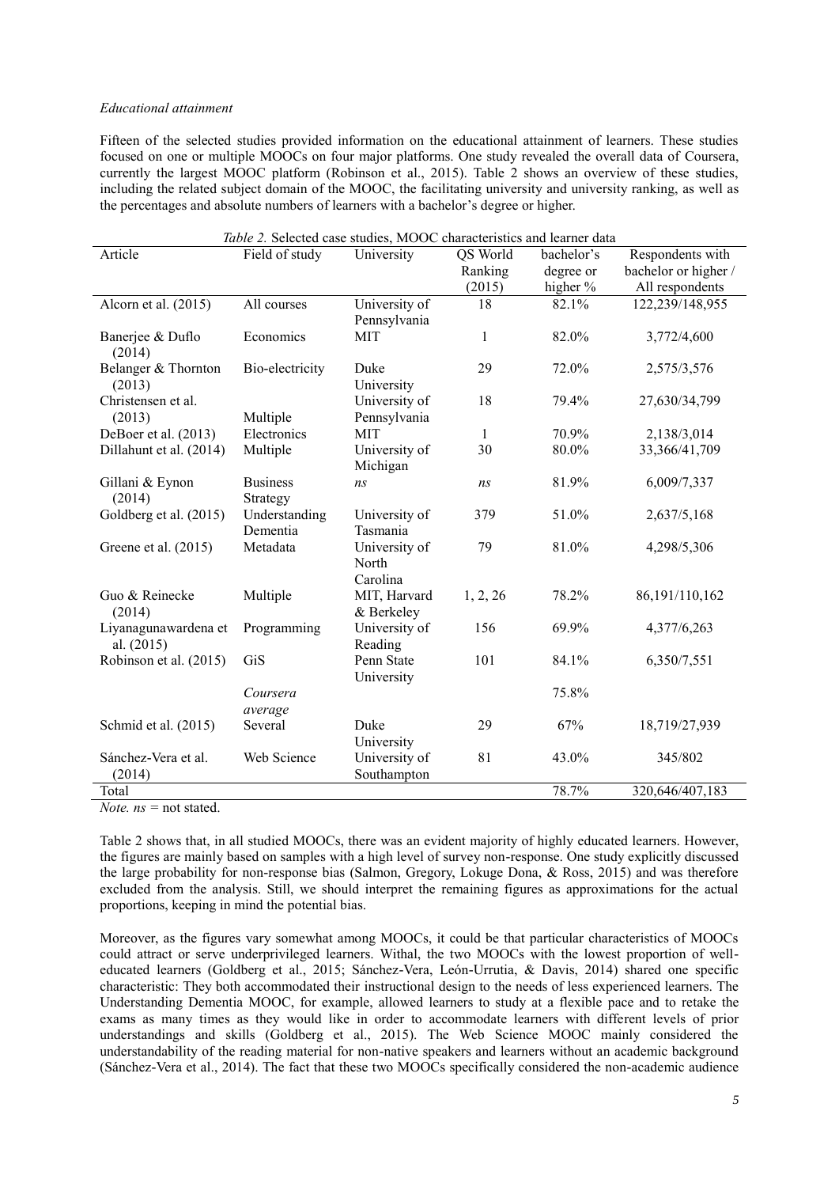*Educational attainment*

Fifteen of the selected studies provided information on the educational attainment of learners. These studies focused on one or multiple MOOCs on four major platforms. One study revealed the overall data of Coursera, currently the largest MOOC platform (Robinson et al., 2015). Table 2 shows an overview of these studies, including the related subject domain of the MOOC, the facilitating university and university ranking, as well as the percentages and absolute numbers of learners with a bachelor's degree or higher.

*Table 2.* Selected case studies, MOOC characteristics and learner data

| Article | Field of study | University | QS World Ranking (2015) | bachelor's degree or higher % | Respondents with bachelor or higher / All respondents |
|---|---|---|---|---|---|
| Alcorn et al. (2015) | All courses | University of Pennsylvania | 18 | 82.1% | 122,239/148,955 |
| Banerjee & Duflo (2014) | Economics | MIT | 1 | 82.0% | 3,772/4,600 |
| Belanger & Thornton (2013) | Bio-electricity | Duke University | 29 | 72.0% | 2,575/3,576 |
| Christensen et al. (2013) | Multiple | University of Pennsylvania | 18 | 79.4% | 27,630/34,799 |
| DeBoer et al. (2013) | Electronics | MIT | 1 | 70.9% | 2,138/3,014 |
| Dillahunt et al. (2014) | Multiple | University of Michigan | 30 | 80.0% | 33,366/41,709 |
| Gillani & Eynon (2014) | Business Strategy | *ns* | *ns* | 81.9% | 6,009/7,337 |
| Goldberg et al. (2015) | Understanding Dementia | University of Tasmania | 379 | 51.0% | 2,637/5,168 |
| Greene et al. (2015) | Metadata | University of North Carolina | 79 | 81.0% | 4,298/5,306 |
| Guo & Reinecke (2014) | Multiple | MIT, Harvard & Berkeley | 1, 2, 26 | 78.2% | 86,191/110,162 |
| Liyanagunawardena et al. (2015) | Programming | University of Reading | 156 | 69.9% | 4,377/6,263 |
| Robinson et al. (2015) | GiS | Penn State University | 101 | 84.1% | 6,350/7,551 |
| | *Coursera average* | | | 75.8% | |
| Schmid et al. (2015) | Several | Duke University | 29 | 67% | 18,719/27,939 |
| Sánchez-Vera et al. (2014) | Web Science | University of Southampton | 81 | 43.0% | 345/802 |
| Total | | | | 78.7% | 320,646/407,183 |

*Note. ns* = not stated.

Table 2 shows that, in all studied MOOCs, there was an evident majority of highly educated learners. However, the figures are mainly based on samples with a high level of survey non-response. One study explicitly discussed the large probability for non-response bias (Salmon, Gregory, Lokuge Dona, & Ross, 2015) and was therefore excluded from the analysis. Still, we should interpret the remaining figures as approximations for the actual proportions, keeping in mind the potential bias.

Moreover, as the figures vary somewhat among MOOCs, it could be that particular characteristics of MOOCs could attract or serve underprivileged learners. Withal, the two MOOCs with the lowest proportion of well-educated learners (Goldberg et al., 2015; Sánchez-Vera, León-Urrutia, & Davis, 2014) shared one specific characteristic: They both accommodated their instructional design to the needs of less experienced learners. The Understanding Dementia MOOC, for example, allowed learners to study at a flexible pace and to retake the exams as many times as they would like in order to accommodate learners with different levels of prior understandings and skills (Goldberg et al., 2015). The Web Science MOOC mainly considered the understandability of the reading material for non-native speakers and learners without an academic background (Sánchez-Vera et al., 2014). The fact that these two MOOCs specifically considered the non-academic audience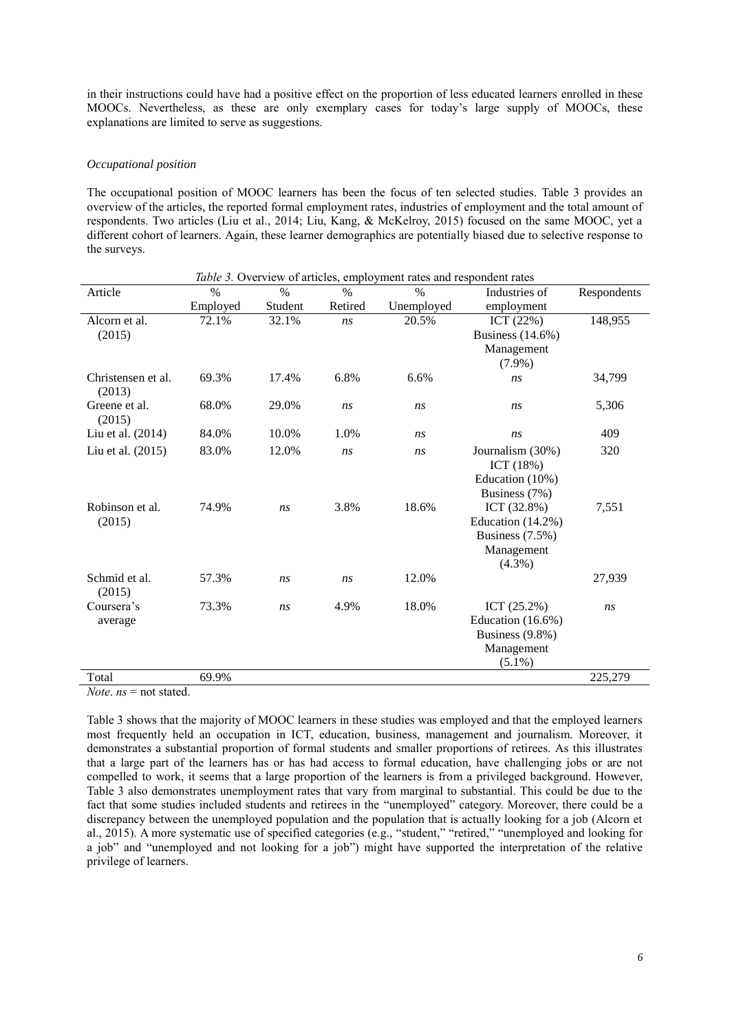in their instructions could have had a positive effect on the proportion of less educated learners enrolled in these MOOCs. Nevertheless, as these are only exemplary cases for today's large supply of MOOCs, these explanations are limited to serve as suggestions.

*Occupational position*

The occupational position of MOOC learners has been the focus of ten selected studies. Table 3 provides an overview of the articles, the reported formal employment rates, industries of employment and the total amount of respondents. Two articles (Liu et al., 2014; Liu, Kang, & McKelroy, 2015) focused on the same MOOC, yet a different cohort of learners. Again, these learner demographics are potentially biased due to selective response to the surveys.

*Table 3.* Overview of articles, employment rates and respondent rates

| Article | % Employed | % Student | % Retired | % Unemployed | Industries of employment | Respondents |
|---|---|---|---|---|---|---|
| Alcorn et al. (2015) | 72.1% | 32.1% | *ns* | 20.5% | ICT (22%) Business (14.6%) Management (7.9%) | 148,955 |
| Christensen et al. (2013) | 69.3% | 17.4% | 6.8% | 6.6% | *ns* | 34,799 |
| Greene et al. (2015) | 68.0% | 29.0% | *ns* | *ns* | *ns* | 5,306 |
| Liu et al. (2014) | 84.0% | 10.0% | 1.0% | *ns* | *ns* | 409 |
| Liu et al. (2015) | 83.0% | 12.0% | *ns* | *ns* | Journalism (30%) ICT (18%) Education (10%) Business (7%) | 320 |
| Robinson et al. (2015) | 74.9% | *ns* | 3.8% | 18.6% | ICT (32.8%) Education (14.2%) Business (7.5%) Management (4.3%) | 7,551 |
| Schmid et al. (2015) | 57.3% | *ns* | *ns* | 12.0% | | 27,939 |
| Coursera's average | 73.3% | *ns* | 4.9% | 18.0% | ICT (25.2%) Education (16.6%) Business (9.8%) Management (5.1%) | *ns* |
| Total | 69.9% | | | | | 225,279 |

*Note*. *ns* = not stated.

Table 3 shows that the majority of MOOC learners in these studies was employed and that the employed learners most frequently held an occupation in ICT, education, business, management and journalism. Moreover, it demonstrates a substantial proportion of formal students and smaller proportions of retirees. As this illustrates that a large part of the learners has or has had access to formal education, have challenging jobs or are not compelled to work, it seems that a large proportion of the learners is from a privileged background. However, Table 3 also demonstrates unemployment rates that vary from marginal to substantial. This could be due to the fact that some studies included students and retirees in the "unemployed" category. Moreover, there could be a discrepancy between the unemployed population and the population that is actually looking for a job (Alcorn et al., 2015). A more systematic use of specified categories (e.g., "student," "retired," "unemployed and looking for a job" and "unemployed and not looking for a job") might have supported the interpretation of the relative privilege of learners.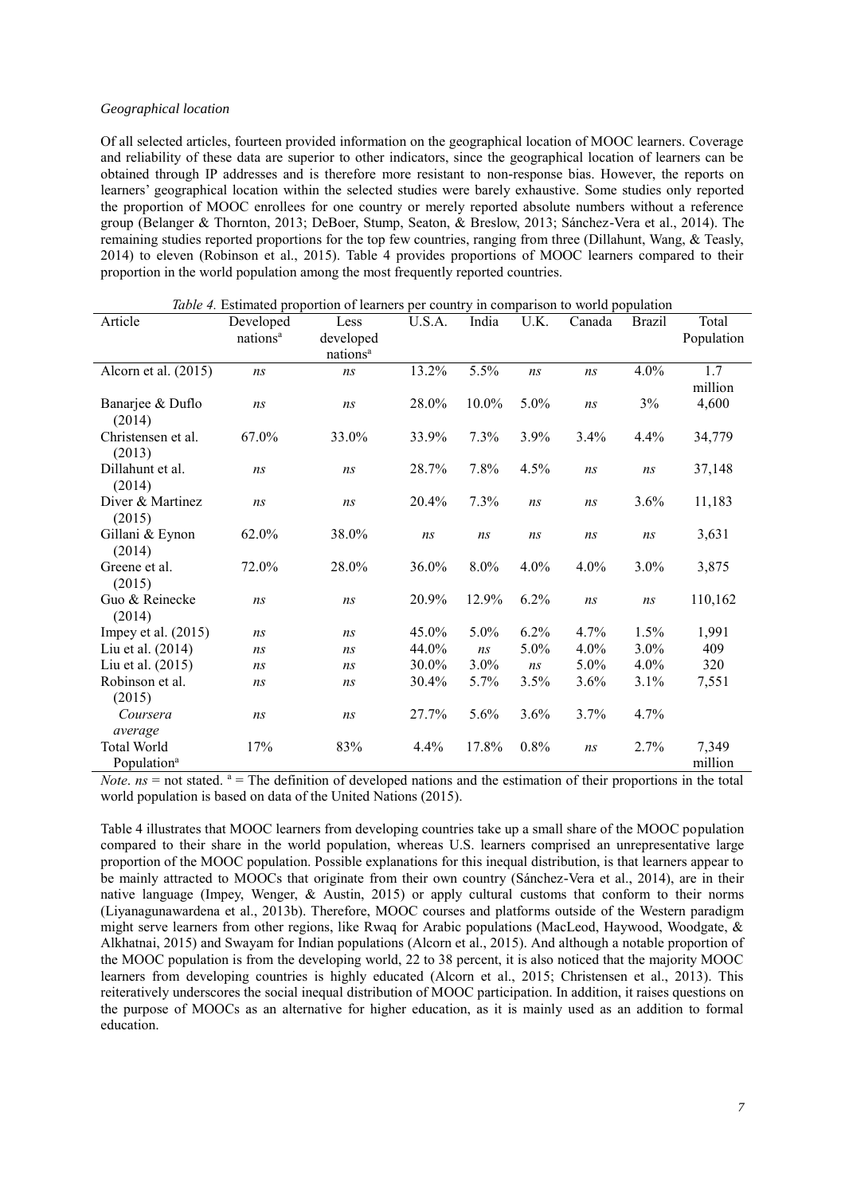*Geographical location*

Of all selected articles, fourteen provided information on the geographical location of MOOC learners. Coverage and reliability of these data are superior to other indicators, since the geographical location of learners can be obtained through IP addresses and is therefore more resistant to non-response bias. However, the reports on learners' geographical location within the selected studies were barely exhaustive. Some studies only reported the proportion of MOOC enrollees for one country or merely reported absolute numbers without a reference group (Belanger & Thornton, 2013; DeBoer, Stump, Seaton, & Breslow, 2013; Sánchez-Vera et al., 2014). The remaining studies reported proportions for the top few countries, ranging from three (Dillahunt, Wang, & Teasly, 2014) to eleven (Robinson et al., 2015). Table 4 provides proportions of MOOC learners compared to their proportion in the world population among the most frequently reported countries.

*Table 4.* Estimated proportion of learners per country in comparison to world population

| Article | Developed nations[a] | Less developed nations[a] | U.S.A. | India | U.K. | Canada | Brazil | Total Population |
|---|---|---|---|---|---|---|---|---|
| Alcorn et al. (2015) | *ns* | *ns* | 13.2% | 5.5% | *ns* | *ns* | 4.0% | 1.7 million |
| Banarjee & Duflo (2014) | *ns* | *ns* | 28.0% | 10.0% | 5.0% | *ns* | 3% | 4,600 |
| Christensen et al. (2013) | 67.0% | 33.0% | 33.9% | 7.3% | 3.9% | 3.4% | 4.4% | 34,779 |
| Dillahunt et al. (2014) | *ns* | *ns* | 28.7% | 7.8% | 4.5% | *ns* | *ns* | 37,148 |
| Diver & Martinez (2015) | *ns* | *ns* | 20.4% | 7.3% | *ns* | *ns* | 3.6% | 11,183 |
| Gillani & Eynon (2014) | 62.0% | 38.0% | *ns* | *ns* | *ns* | *ns* | *ns* | 3,631 |
| Greene et al. (2015) | 72.0% | 28.0% | 36.0% | 8.0% | 4.0% | 4.0% | 3.0% | 3,875 |
| Guo & Reinecke (2014) | *ns* | *ns* | 20.9% | 12.9% | 6.2% | *ns* | *ns* | 110,162 |
| Impey et al. (2015) | *ns* | *ns* | 45.0% | 5.0% | 6.2% | 4.7% | 1.5% | 1,991 |
| Liu et al. (2014) | *ns* | *ns* | 44.0% | *ns* | 5.0% | 4.0% | 3.0% | 409 |
| Liu et al. (2015) | *ns* | *ns* | 30.0% | 3.0% | *ns* | 5.0% | 4.0% | 320 |
| Robinson et al. (2015) | *ns* | *ns* | 30.4% | 5.7% | 3.5% | 3.6% | 3.1% | 7,551 |
| *Coursera average* | *ns* | *ns* | 27.7% | 5.6% | 3.6% | 3.7% | 4.7% | |
| Total World Population[a] | 17% | 83% | 4.4% | 17.8% | 0.8% | *ns* | 2.7% | 7,349 million |

*Note*. *ns* = not stated. [a] = The definition of developed nations and the estimation of their proportions in the total world population is based on data of the United Nations (2015).

Table 4 illustrates that MOOC learners from developing countries take up a small share of the MOOC population compared to their share in the world population, whereas U.S. learners comprised an unrepresentative large proportion of the MOOC population. Possible explanations for this inequal distribution, is that learners appear to be mainly attracted to MOOCs that originate from their own country (Sánchez-Vera et al., 2014), are in their native language (Impey, Wenger, & Austin, 2015) or apply cultural customs that conform to their norms (Liyanagunawardena et al., 2013b). Therefore, MOOC courses and platforms outside of the Western paradigm might serve learners from other regions, like Rwaq for Arabic populations (MacLeod, Haywood, Woodgate, & Alkhatnai, 2015) and Swayam for Indian populations (Alcorn et al., 2015). And although a notable proportion of the MOOC population is from the developing world, 22 to 38 percent, it is also noticed that the majority MOOC learners from developing countries is highly educated (Alcorn et al., 2015; Christensen et al., 2013). This reiteratively underscores the social inequal distribution of MOOC participation. In addition, it raises questions on the purpose of MOOCs as an alternative for higher education, as it is mainly used as an addition to formal education.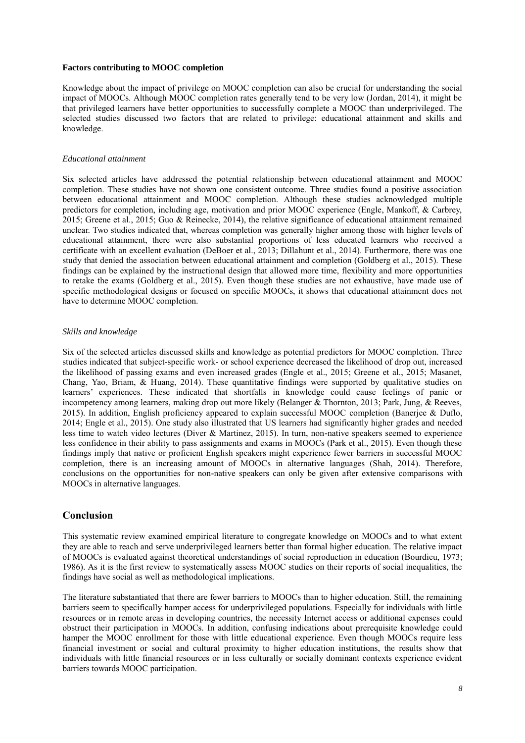**Factors contributing to MOOC completion**

Knowledge about the impact of privilege on MOOC completion can also be crucial for understanding the social impact of MOOCs. Although MOOC completion rates generally tend to be very low (Jordan, 2014), it might be that privileged learners have better opportunities to successfully complete a MOOC than underprivileged. The selected studies discussed two factors that are related to privilege: educational attainment and skills and knowledge.

*Educational attainment*

Six selected articles have addressed the potential relationship between educational attainment and MOOC completion. These studies have not shown one consistent outcome. Three studies found a positive association between educational attainment and MOOC completion. Although these studies acknowledged multiple predictors for completion, including age, motivation and prior MOOC experience (Engle, Mankoff, & Carbrey, 2015; Greene et al., 2015; Guo & Reinecke, 2014), the relative significance of educational attainment remained unclear. Two studies indicated that, whereas completion was generally higher among those with higher levels of educational attainment, there were also substantial proportions of less educated learners who received a certificate with an excellent evaluation (DeBoer et al., 2013; Dillahunt et al., 2014). Furthermore, there was one study that denied the association between educational attainment and completion (Goldberg et al., 2015). These findings can be explained by the instructional design that allowed more time, flexibility and more opportunities to retake the exams (Goldberg et al., 2015). Even though these studies are not exhaustive, have made use of specific methodological designs or focused on specific MOOCs, it shows that educational attainment does not have to determine MOOC completion.

*Skills and knowledge*

Six of the selected articles discussed skills and knowledge as potential predictors for MOOC completion. Three studies indicated that subject-specific work- or school experience decreased the likelihood of drop out, increased the likelihood of passing exams and even increased grades (Engle et al., 2015; Greene et al., 2015; Masanet, Chang, Yao, Briam, & Huang, 2014). These quantitative findings were supported by qualitative studies on learners' experiences. These indicated that shortfalls in knowledge could cause feelings of panic or incompetency among learners, making drop out more likely (Belanger & Thornton, 2013; Park, Jung, & Reeves, 2015). In addition, English proficiency appeared to explain successful MOOC completion (Banerjee & Duflo, 2014; Engle et al., 2015). One study also illustrated that US learners had significantly higher grades and needed less time to watch video lectures (Diver & Martinez, 2015). In turn, non-native speakers seemed to experience less confidence in their ability to pass assignments and exams in MOOCs (Park et al., 2015). Even though these findings imply that native or proficient English speakers might experience fewer barriers in successful MOOC completion, there is an increasing amount of MOOCs in alternative languages (Shah, 2014). Therefore, conclusions on the opportunities for non-native speakers can only be given after extensive comparisons with MOOCs in alternative languages.

## Conclusion

This systematic review examined empirical literature to congregate knowledge on MOOCs and to what extent they are able to reach and serve underprivileged learners better than formal higher education. The relative impact of MOOCs is evaluated against theoretical understandings of social reproduction in education (Bourdieu, 1973; 1986). As it is the first review to systematically assess MOOC studies on their reports of social inequalities, the findings have social as well as methodological implications.

The literature substantiated that there are fewer barriers to MOOCs than to higher education. Still, the remaining barriers seem to specifically hamper access for underprivileged populations. Especially for individuals with little resources or in remote areas in developing countries, the necessity Internet access or additional expenses could obstruct their participation in MOOCs. In addition, confusing indications about prerequisite knowledge could hamper the MOOC enrollment for those with little educational experience. Even though MOOCs require less financial investment or social and cultural proximity to higher education institutions, the results show that individuals with little financial resources or in less culturally or socially dominant contexts experience evident barriers towards MOOC participation.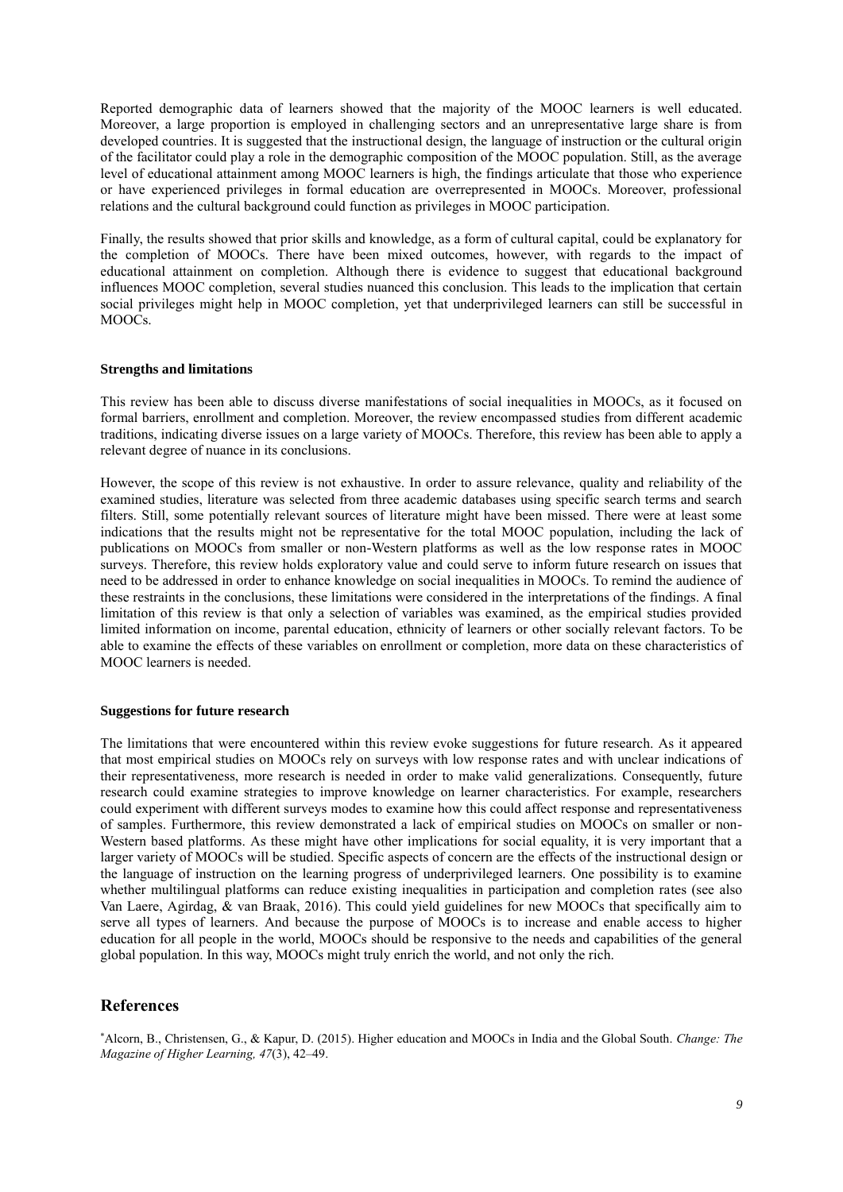Reported demographic data of learners showed that the majority of the MOOC learners is well educated. Moreover, a large proportion is employed in challenging sectors and an unrepresentative large share is from developed countries. It is suggested that the instructional design, the language of instruction or the cultural origin of the facilitator could play a role in the demographic composition of the MOOC population. Still, as the average level of educational attainment among MOOC learners is high, the findings articulate that those who experience or have experienced privileges in formal education are overrepresented in MOOCs. Moreover, professional relations and the cultural background could function as privileges in MOOC participation.

Finally, the results showed that prior skills and knowledge, as a form of cultural capital, could be explanatory for the completion of MOOCs. There have been mixed outcomes, however, with regards to the impact of educational attainment on completion. Although there is evidence to suggest that educational background influences MOOC completion, several studies nuanced this conclusion. This leads to the implication that certain social privileges might help in MOOC completion, yet that underprivileged learners can still be successful in MOOCs.

**Strengths and limitations**

This review has been able to discuss diverse manifestations of social inequalities in MOOCs, as it focused on formal barriers, enrollment and completion. Moreover, the review encompassed studies from different academic traditions, indicating diverse issues on a large variety of MOOCs. Therefore, this review has been able to apply a relevant degree of nuance in its conclusions.

However, the scope of this review is not exhaustive. In order to assure relevance, quality and reliability of the examined studies, literature was selected from three academic databases using specific search terms and search filters. Still, some potentially relevant sources of literature might have been missed. There were at least some indications that the results might not be representative for the total MOOC population, including the lack of publications on MOOCs from smaller or non-Western platforms as well as the low response rates in MOOC surveys. Therefore, this review holds exploratory value and could serve to inform future research on issues that need to be addressed in order to enhance knowledge on social inequalities in MOOCs. To remind the audience of these restraints in the conclusions, these limitations were considered in the interpretations of the findings. A final limitation of this review is that only a selection of variables was examined, as the empirical studies provided limited information on income, parental education, ethnicity of learners or other socially relevant factors. To be able to examine the effects of these variables on enrollment or completion, more data on these characteristics of MOOC learners is needed.

**Suggestions for future research**

The limitations that were encountered within this review evoke suggestions for future research. As it appeared that most empirical studies on MOOCs rely on surveys with low response rates and with unclear indications of their representativeness, more research is needed in order to make valid generalizations. Consequently, future research could examine strategies to improve knowledge on learner characteristics. For example, researchers could experiment with different surveys modes to examine how this could affect response and representativeness of samples. Furthermore, this review demonstrated a lack of empirical studies on MOOCs on smaller or non-Western based platforms. As these might have other implications for social equality, it is very important that a larger variety of MOOCs will be studied. Specific aspects of concern are the effects of the instructional design or the language of instruction on the learning progress of underprivileged learners. One possibility is to examine whether multilingual platforms can reduce existing inequalities in participation and completion rates (see also Van Laere, Agirdag, & van Braak, 2016). This could yield guidelines for new MOOCs that specifically aim to serve all types of learners. And because the purpose of MOOCs is to increase and enable access to higher education for all people in the world, MOOCs should be responsive to the needs and capabilities of the general global population. In this way, MOOCs might truly enrich the world, and not only the rich.

## References

*Alcorn, B., Christensen, G., & Kapur, D. (2015). Higher education and MOOCs in India and the Global South. *Change: The Magazine of Higher Learning, 47*(3), 42–49.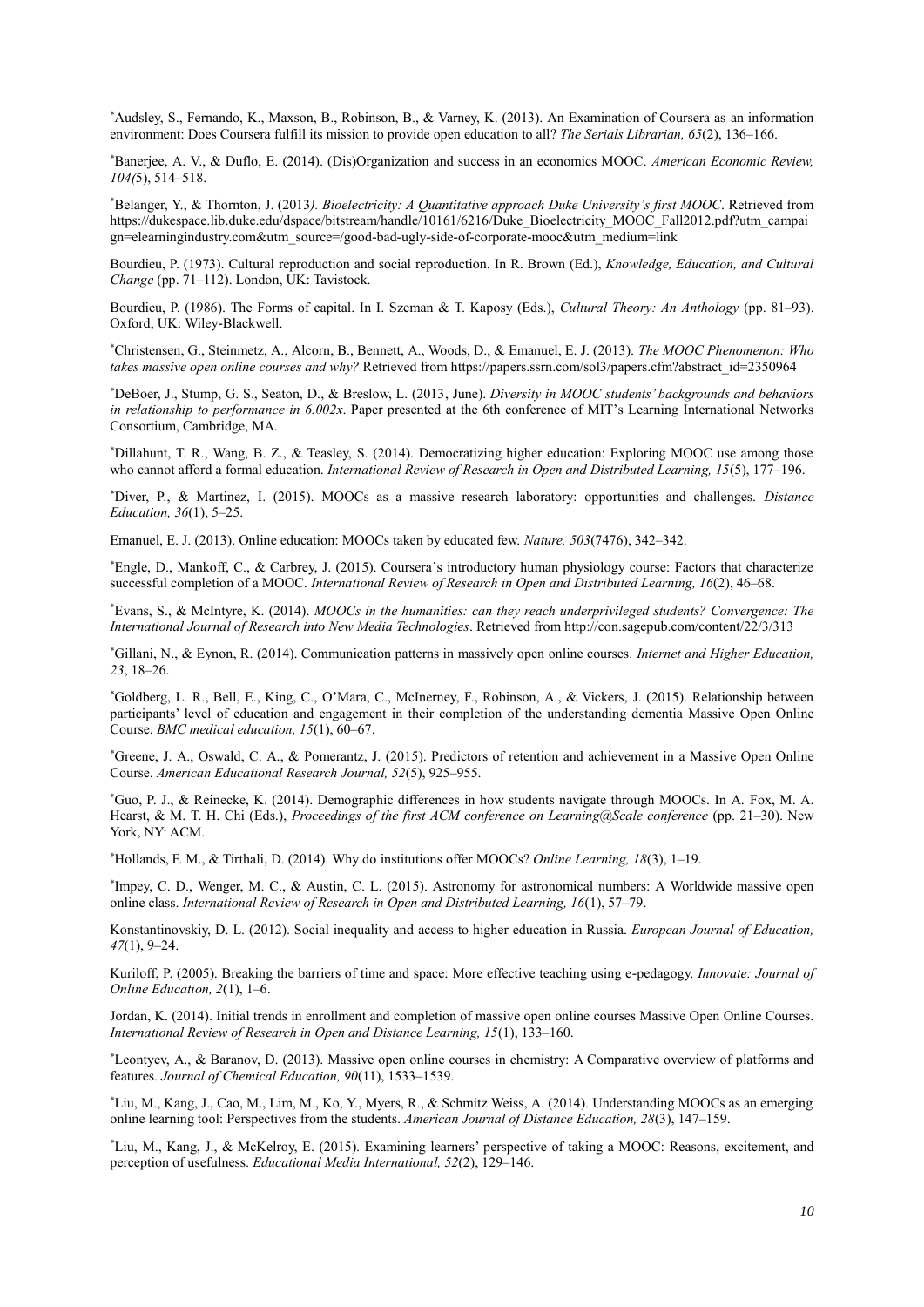*Audsley, S., Fernando, K., Maxson, B., Robinson, B., & Varney, K. (2013). An Examination of Coursera as an information environment: Does Coursera fulfill its mission to provide open education to all? *The Serials Librarian, 65*(2), 136–166.

*Banerjee, A. V., & Duflo, E. (2014). (Dis)Organization and success in an economics MOOC. *American Economic Review, 104(*5), 514–518.

*Belanger, Y., & Thornton, J. (2013*). Bioelectricity: A Quantitative approach Duke University's first MOOC*. Retrieved from https://dukespace.lib.duke.edu/dspace/bitstream/handle/10161/6216/Duke_Bioelectricity_MOOC_Fall2012.pdf?utm_campaign=elearningindustry.com&utm_source=/good-bad-ugly-side-of-corporate-mooc&utm_medium=link

Bourdieu, P. (1973). Cultural reproduction and social reproduction. In R. Brown (Ed.), *Knowledge, Education, and Cultural Change* (pp. 71–112). London, UK: Tavistock.

Bourdieu, P. (1986). The Forms of capital. In I. Szeman & T. Kaposy (Eds.), *Cultural Theory: An Anthology* (pp. 81–93). Oxford, UK: Wiley-Blackwell.

*Christensen, G., Steinmetz, A., Alcorn, B., Bennett, A., Woods, D., & Emanuel, E. J. (2013). *The MOOC Phenomenon: Who takes massive open online courses and why?* Retrieved from https://papers.ssrn.com/sol3/papers.cfm?abstract_id=2350964

*DeBoer, J., Stump, G. S., Seaton, D., & Breslow, L. (2013, June). *Diversity in MOOC students' backgrounds and behaviors in relationship to performance in 6.002x*. Paper presented at the 6th conference of MIT's Learning International Networks Consortium, Cambridge, MA.

*Dillahunt, T. R., Wang, B. Z., & Teasley, S. (2014). Democratizing higher education: Exploring MOOC use among those who cannot afford a formal education. *International Review of Research in Open and Distributed Learning, 15*(5), 177–196.

*Diver, P., & Martinez, I. (2015). MOOCs as a massive research laboratory: opportunities and challenges. *Distance Education, 36*(1), 5–25.

Emanuel, E. J. (2013). Online education: MOOCs taken by educated few. *Nature, 503*(7476), 342–342.

*Engle, D., Mankoff, C., & Carbrey, J. (2015). Coursera's introductory human physiology course: Factors that characterize successful completion of a MOOC. *International Review of Research in Open and Distributed Learning, 16*(2), 46–68.

*Evans, S., & McIntyre, K. (2014). *MOOCs in the humanities: can they reach underprivileged students? Convergence: The International Journal of Research into New Media Technologies*. Retrieved from http://con.sagepub.com/content/22/3/313

*Gillani, N., & Eynon, R. (2014). Communication patterns in massively open online courses. *Internet and Higher Education, 23*, 18–26.

*Goldberg, L. R., Bell, E., King, C., O'Mara, C., McInerney, F., Robinson, A., & Vickers, J. (2015). Relationship between participants' level of education and engagement in their completion of the understanding dementia Massive Open Online Course. *BMC medical education, 15*(1), 60–67.

*Greene, J. A., Oswald, C. A., & Pomerantz, J. (2015). Predictors of retention and achievement in a Massive Open Online Course. *American Educational Research Journal, 52*(5), 925–955.

*Guo, P. J., & Reinecke, K. (2014). Demographic differences in how students navigate through MOOCs. In A. Fox, M. A. Hearst, & M. T. H. Chi (Eds.), *Proceedings of the first ACM conference on Learning@Scale conference* (pp. 21–30). New York, NY: ACM.

*Hollands, F. M., & Tirthali, D. (2014). Why do institutions offer MOOCs? *Online Learning, 18*(3), 1–19.

*Impey, C. D., Wenger, M. C., & Austin, C. L. (2015). Astronomy for astronomical numbers: A Worldwide massive open online class. *International Review of Research in Open and Distributed Learning, 16*(1), 57–79.

Konstantinovskiy, D. L. (2012). Social inequality and access to higher education in Russia. *European Journal of Education, 47*(1), 9–24.

Kuriloff, P. (2005). Breaking the barriers of time and space: More effective teaching using e-pedagogy. *Innovate: Journal of Online Education, 2*(1), 1–6.

Jordan, K. (2014). Initial trends in enrollment and completion of massive open online courses Massive Open Online Courses. *International Review of Research in Open and Distance Learning, 15*(1), 133–160.

*Leontyev, A., & Baranov, D. (2013). Massive open online courses in chemistry: A Comparative overview of platforms and features. *Journal of Chemical Education, 90*(11), 1533–1539.

*Liu, M., Kang, J., Cao, M., Lim, M., Ko, Y., Myers, R., & Schmitz Weiss, A. (2014). Understanding MOOCs as an emerging online learning tool: Perspectives from the students. *American Journal of Distance Education, 28*(3), 147–159.

*Liu, M., Kang, J., & McKelroy, E. (2015). Examining learners' perspective of taking a MOOC: Reasons, excitement, and perception of usefulness. *Educational Media International, 52*(2), 129–146.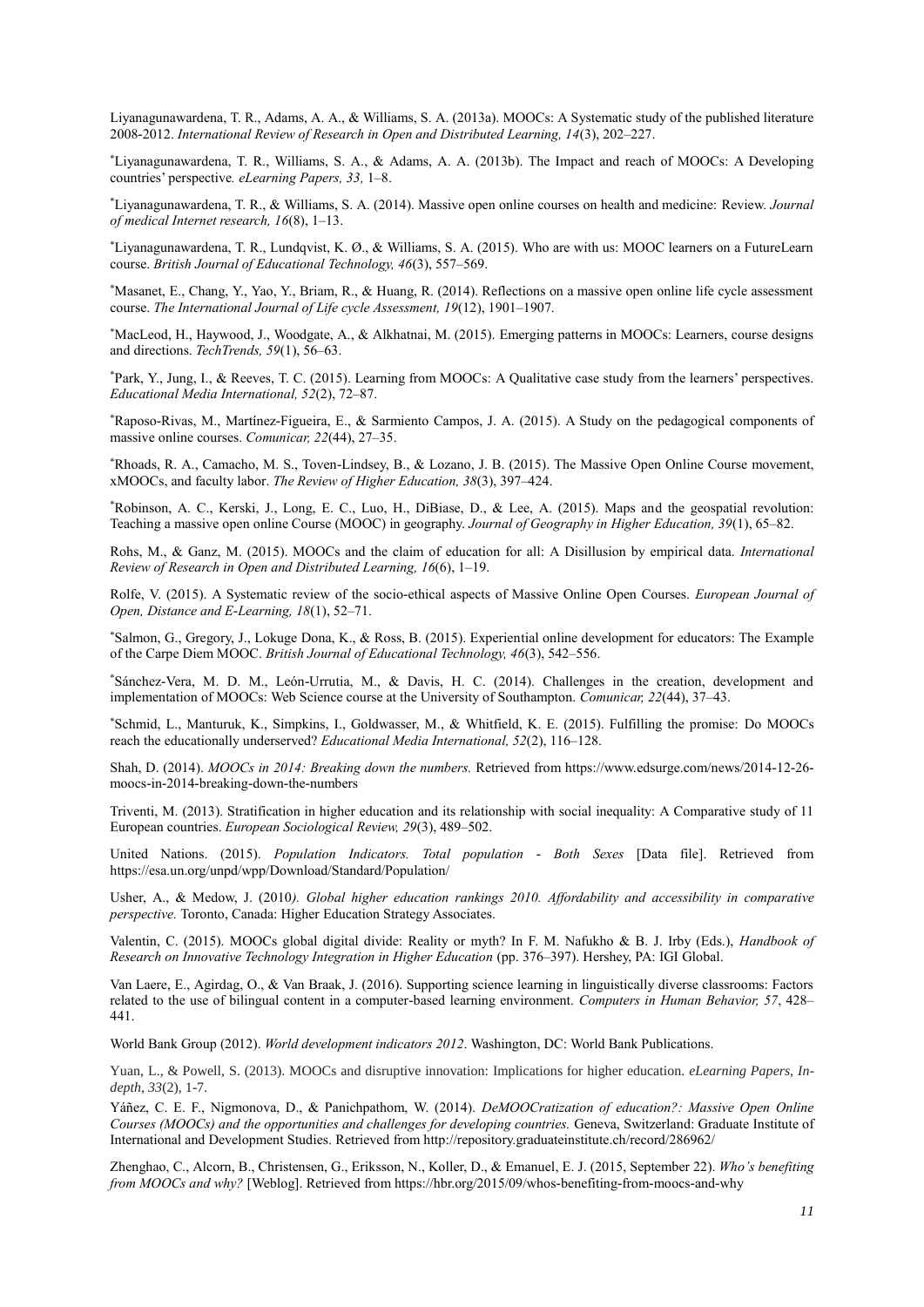Liyanagunawardena, T. R., Adams, A. A., & Williams, S. A. (2013a). MOOCs: A Systematic study of the published literature 2008-2012. *International Review of Research in Open and Distributed Learning, 14*(3), 202–227.

*Liyanagunawardena, T. R., Williams, S. A., & Adams, A. A. (2013b). The Impact and reach of MOOCs: A Developing countries' perspective. *eLearning Papers, 33,* 1–8.

*Liyanagunawardena, T. R., & Williams, S. A. (2014). Massive open online courses on health and medicine: Review. *Journal of medical Internet research, 16*(8), 1–13.

*Liyanagunawardena, T. R., Lundqvist, K. Ø., & Williams, S. A. (2015). Who are with us: MOOC learners on a FutureLearn course. *British Journal of Educational Technology, 46*(3), 557–569.

*Masanet, E., Chang, Y., Yao, Y., Briam, R., & Huang, R. (2014). Reflections on a massive open online life cycle assessment course. *The International Journal of Life cycle Assessment, 19*(12), 1901–1907.

*MacLeod, H., Haywood, J., Woodgate, A., & Alkhatnai, M. (2015). Emerging patterns in MOOCs: Learners, course designs and directions. *TechTrends, 59*(1), 56–63.

*Park, Y., Jung, I., & Reeves, T. C. (2015). Learning from MOOCs: A Qualitative case study from the learners' perspectives. *Educational Media International, 52*(2), 72–87.

*Raposo-Rivas, M., Martínez-Figueira, E., & Sarmiento Campos, J. A. (2015). A Study on the pedagogical components of massive online courses. *Comunicar, 22*(44), 27–35.

*Rhoads, R. A., Camacho, M. S., Toven-Lindsey, B., & Lozano, J. B. (2015). The Massive Open Online Course movement, xMOOCs, and faculty labor. *The Review of Higher Education, 38*(3), 397–424.

*Robinson, A. C., Kerski, J., Long, E. C., Luo, H., DiBiase, D., & Lee, A. (2015). Maps and the geospatial revolution: Teaching a massive open online Course (MOOC) in geography. *Journal of Geography in Higher Education, 39*(1), 65–82.

Rohs, M., & Ganz, M. (2015). MOOCs and the claim of education for all: A Disillusion by empirical data. *International Review of Research in Open and Distributed Learning, 16*(6), 1–19.

Rolfe, V. (2015). A Systematic review of the socio-ethical aspects of Massive Online Open Courses. *European Journal of Open, Distance and E-Learning, 18*(1), 52–71.

*Salmon, G., Gregory, J., Lokuge Dona, K., & Ross, B. (2015). Experiential online development for educators: The Example of the Carpe Diem MOOC. *British Journal of Educational Technology, 46*(3), 542–556.

*Sánchez-Vera, M. D. M., León-Urrutia, M., & Davis, H. C. (2014). Challenges in the creation, development and implementation of MOOCs: Web Science course at the University of Southampton. *Comunicar, 22*(44), 37–43.

*Schmid, L., Manturuk, K., Simpkins, I., Goldwasser, M., & Whitfield, K. E. (2015). Fulfilling the promise: Do MOOCs reach the educationally underserved? *Educational Media International, 52*(2), 116–128.

Shah, D. (2014). *MOOCs in 2014: Breaking down the numbers.* Retrieved from https://www.edsurge.com/news/2014-12-26-moocs-in-2014-breaking-down-the-numbers

Triventi, M. (2013). Stratification in higher education and its relationship with social inequality: A Comparative study of 11 European countries. *European Sociological Review, 29*(3), 489–502.

United Nations. (2015). *Population Indicators. Total population - Both Sexes* [Data file]. Retrieved from https://esa.un.org/unpd/wpp/Download/Standard/Population/

Usher, A., & Medow, J. (2010*). Global higher education rankings 2010. Affordability and accessibility in comparative perspective.* Toronto, Canada: Higher Education Strategy Associates.

Valentin, C. (2015). MOOCs global digital divide: Reality or myth? In F. M. Nafukho & B. J. Irby (Eds.), *Handbook of Research on Innovative Technology Integration in Higher Education* (pp. 376–397). Hershey, PA: IGI Global.

Van Laere, E., Agirdag, O., & Van Braak, J. (2016). Supporting science learning in linguistically diverse classrooms: Factors related to the use of bilingual content in a computer-based learning environment. *Computers in Human Behavior, 57*, 428–441.

World Bank Group (2012). *World development indicators 2012*. Washington, DC: World Bank Publications.

Yuan, L., & Powell, S. (2013). MOOCs and disruptive innovation: Implications for higher education. *eLearning Papers, In-depth*, *33*(2), 1-7.

Yáñez, C. E. F., Nigmonova, D., & Panichpathom, W. (2014). *DeMOOCratization of education?: Massive Open Online Courses (MOOCs) and the opportunities and challenges for developing countries.* Geneva, Switzerland: Graduate Institute of International and Development Studies. Retrieved from http://repository.graduateinstitute.ch/record/286962/

Zhenghao, C., Alcorn, B., Christensen, G., Eriksson, N., Koller, D., & Emanuel, E. J. (2015, September 22). *Who's benefiting from MOOCs and why?* [Weblog]. Retrieved from https://hbr.org/2015/09/whos-benefiting-from-moocs-and-why